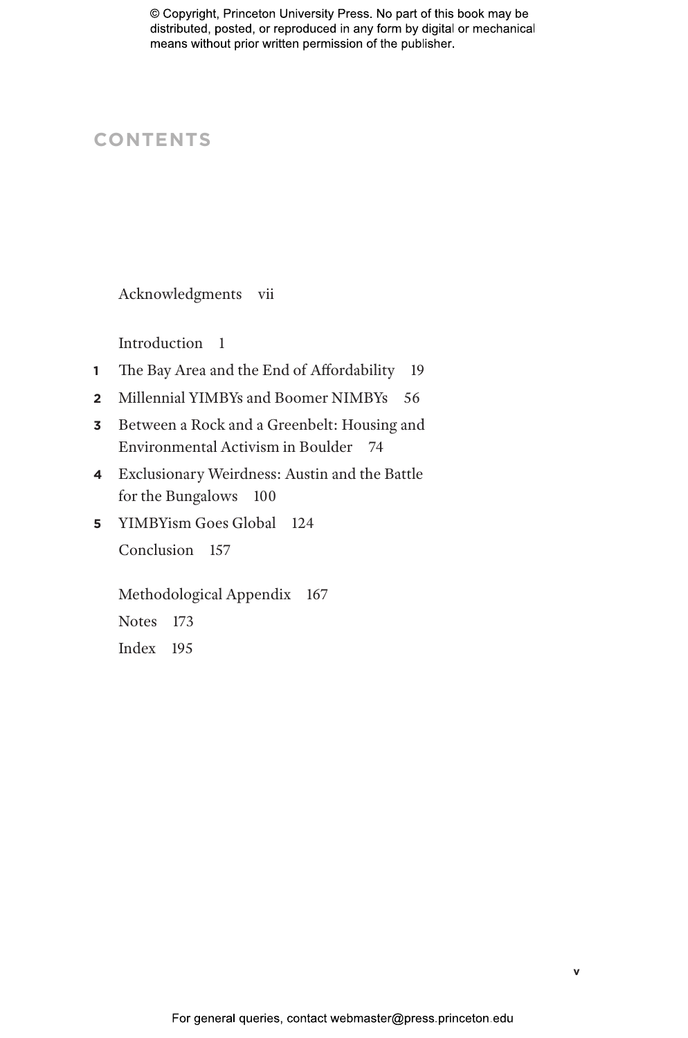# CONTENTS

Acknowledgments vii

Introduction 1

1 The Bay Area and the End of Affordability 19

2 Millennial YIMBYs and Boomer NIMBYs 56

3 Between a Rock and a Greenbelt: Housing and Environmental Activism in Boulder 74

4 Exclusionary Weirdness: Austin and the Battle for the Bungalows 100

5 YIMBYism Goes Global 124

Conclusion 157

Methodological Appendix 167

Notes 173

Index 195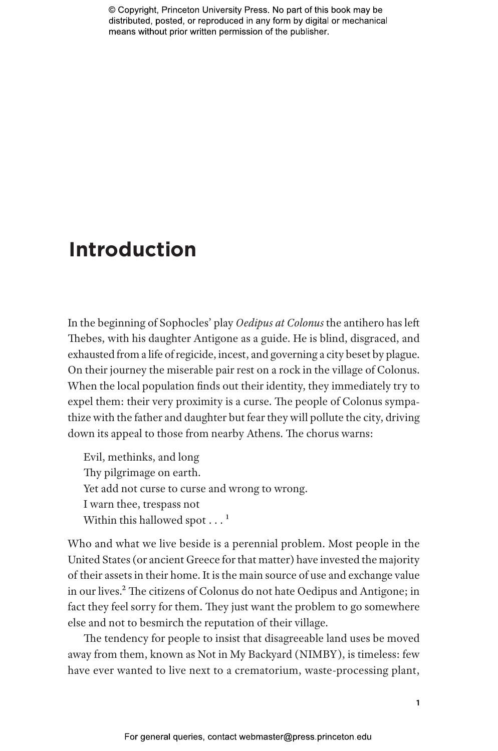# Introduction

In the beginning of Sophocles' play *Oedipus at Colonus* the antihero has left Thebes, with his daughter Antigone as a guide. He is blind, disgraced, and exhausted from a life of regicide, incest, and governing a city beset by plague. On their journey the miserable pair rest on a rock in the village of Colonus. When the local population finds out their identity, they immediately try to expel them: their very proximity is a curse. The people of Colonus sympathize with the father and daughter but fear they will pollute the city, driving down its appeal to those from nearby Athens. The chorus warns:

> Evil, methinks, and long
> Thy pilgrimage on earth.
> Yet add not curse to curse and wrong to wrong.
> I warn thee, trespass not
> Within this hallowed spot . . . [1]

Who and what we live beside is a perennial problem. Most people in the United States (or ancient Greece for that matter) have invested the majority of their assets in their home. It is the main source of use and exchange value in our lives.[2] The citizens of Colonus do not hate Oedipus and Antigone; in fact they feel sorry for them. They just want the problem to go somewhere else and not to besmirch the reputation of their village.

The tendency for people to insist that disagreeable land uses be moved away from them, known as Not in My Backyard (NIMBY), is timeless: few have ever wanted to live next to a crematorium, waste-processing plant,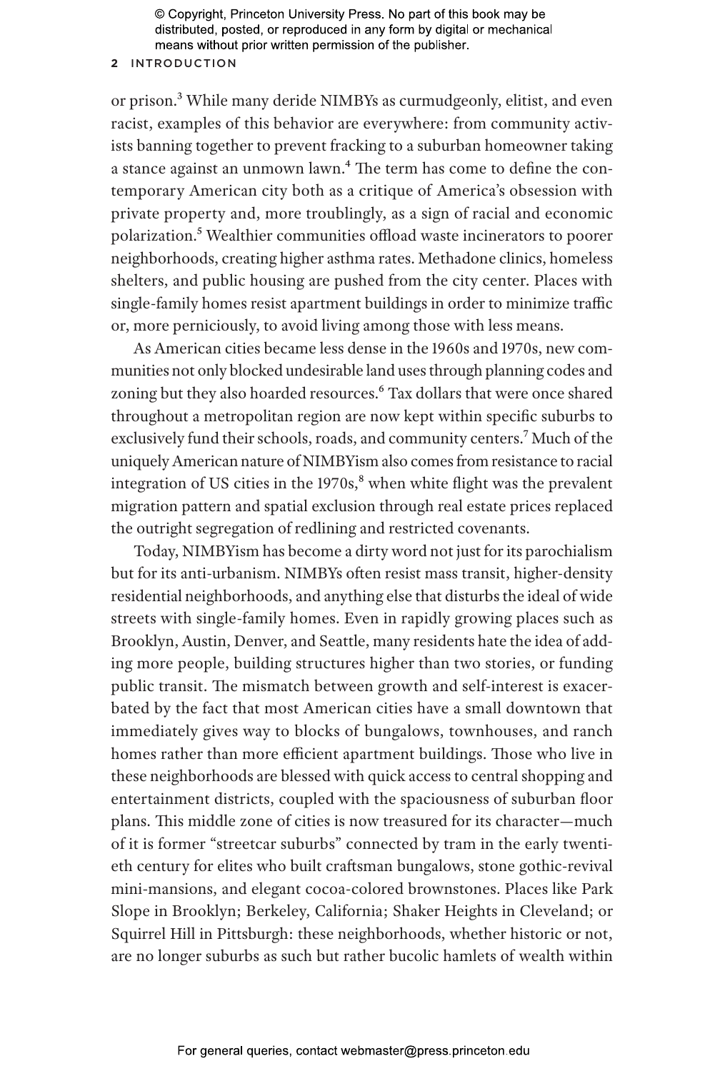or prison.[3] While many deride NIMBYs as curmudgeonly, elitist, and even racist, examples of this behavior are everywhere: from community activists banning together to prevent fracking to a suburban homeowner taking a stance against an unmown lawn.[4] The term has come to define the contemporary American city both as a critique of America's obsession with private property and, more troublingly, as a sign of racial and economic polarization.[5] Wealthier communities offload waste incinerators to poorer neighborhoods, creating higher asthma rates. Methadone clinics, homeless shelters, and public housing are pushed from the city center. Places with single-family homes resist apartment buildings in order to minimize traffic or, more perniciously, to avoid living among those with less means.

As American cities became less dense in the 1960s and 1970s, new communities not only blocked undesirable land uses through planning codes and zoning but they also hoarded resources.[6] Tax dollars that were once shared throughout a metropolitan region are now kept within specific suburbs to exclusively fund their schools, roads, and community centers.[7] Much of the uniquely American nature of NIMBYism also comes from resistance to racial integration of US cities in the 1970s,[8] when white flight was the prevalent migration pattern and spatial exclusion through real estate prices replaced the outright segregation of redlining and restricted covenants.

Today, NIMBYism has become a dirty word not just for its parochialism but for its anti-urbanism. NIMBYs often resist mass transit, higher-density residential neighborhoods, and anything else that disturbs the ideal of wide streets with single-family homes. Even in rapidly growing places such as Brooklyn, Austin, Denver, and Seattle, many residents hate the idea of adding more people, building structures higher than two stories, or funding public transit. The mismatch between growth and self-interest is exacerbated by the fact that most American cities have a small downtown that immediately gives way to blocks of bungalows, townhouses, and ranch homes rather than more efficient apartment buildings. Those who live in these neighborhoods are blessed with quick access to central shopping and entertainment districts, coupled with the spaciousness of suburban floor plans. This middle zone of cities is now treasured for its character—much of it is former "streetcar suburbs" connected by tram in the early twentieth century for elites who built craftsman bungalows, stone gothic-revival mini-mansions, and elegant cocoa-colored brownstones. Places like Park Slope in Brooklyn; Berkeley, California; Shaker Heights in Cleveland; or Squirrel Hill in Pittsburgh: these neighborhoods, whether historic or not, are no longer suburbs as such but rather bucolic hamlets of wealth within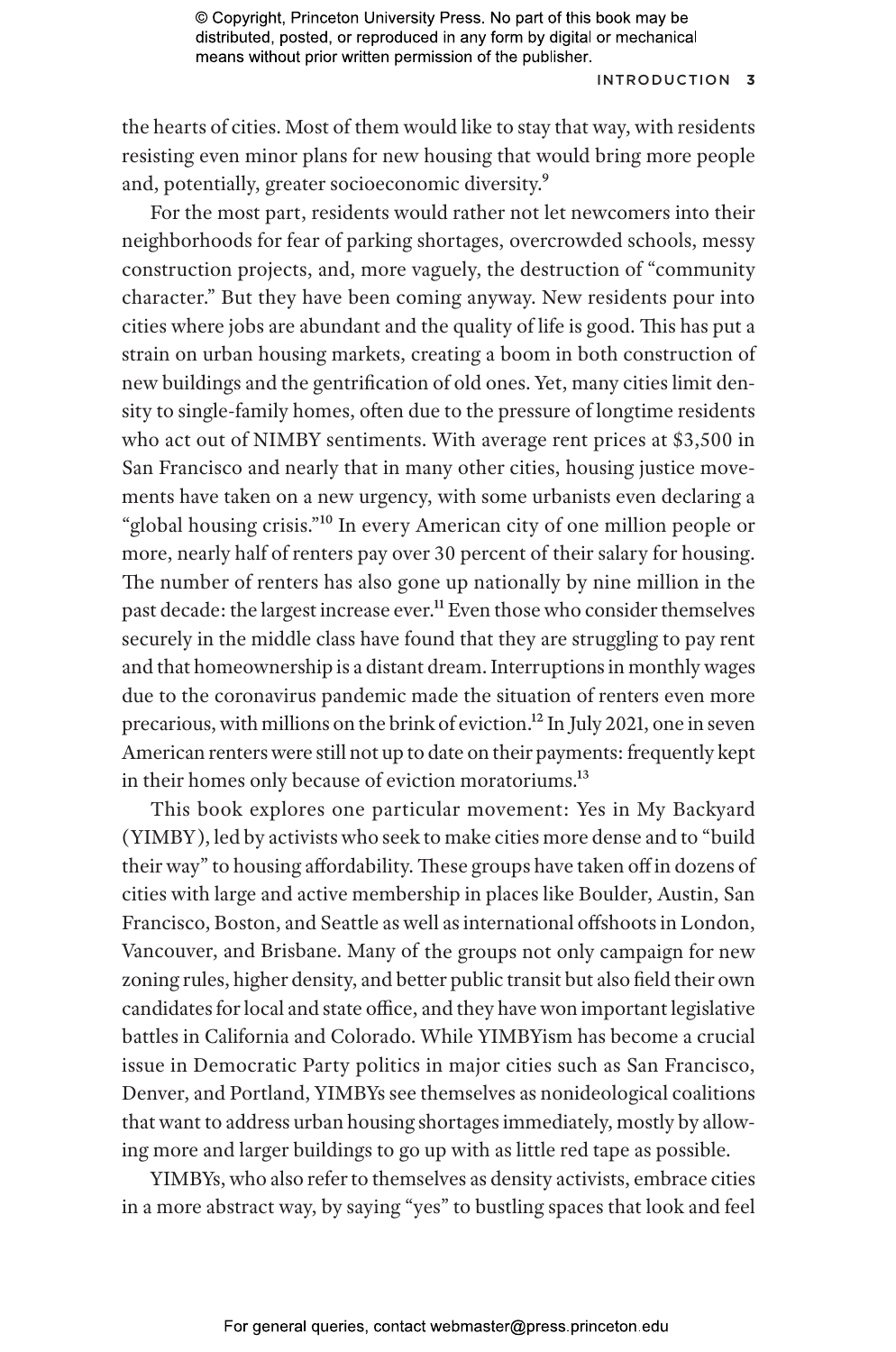the hearts of cities. Most of them would like to stay that way, with residents resisting even minor plans for new housing that would bring more people and, potentially, greater socioeconomic diversity.[9]

For the most part, residents would rather not let newcomers into their neighborhoods for fear of parking shortages, overcrowded schools, messy construction projects, and, more vaguely, the destruction of "community character." But they have been coming anyway. New residents pour into cities where jobs are abundant and the quality of life is good. This has put a strain on urban housing markets, creating a boom in both construction of new buildings and the gentrification of old ones. Yet, many cities limit density to single-family homes, often due to the pressure of longtime residents who act out of NIMBY sentiments. With average rent prices at $3,500 in San Francisco and nearly that in many other cities, housing justice movements have taken on a new urgency, with some urbanists even declaring a "global housing crisis."[10] In every American city of one million people or more, nearly half of renters pay over 30 percent of their salary for housing. The number of renters has also gone up nationally by nine million in the past decade: the largest increase ever.[11] Even those who consider themselves securely in the middle class have found that they are struggling to pay rent and that homeownership is a distant dream. Interruptions in monthly wages due to the coronavirus pandemic made the situation of renters even more precarious, with millions on the brink of eviction.[12] In July 2021, one in seven American renters were still not up to date on their payments: frequently kept in their homes only because of eviction moratoriums.[13]

This book explores one particular movement: Yes in My Backyard (YIMBY), led by activists who seek to make cities more dense and to "build their way" to housing affordability. These groups have taken off in dozens of cities with large and active membership in places like Boulder, Austin, San Francisco, Boston, and Seattle as well as international offshoots in London, Vancouver, and Brisbane. Many of the groups not only campaign for new zoning rules, higher density, and better public transit but also field their own candidates for local and state office, and they have won important legislative battles in California and Colorado. While YIMBYism has become a crucial issue in Democratic Party politics in major cities such as San Francisco, Denver, and Portland, YIMBYs see themselves as nonideological coalitions that want to address urban housing shortages immediately, mostly by allowing more and larger buildings to go up with as little red tape as possible.

YIMBYs, who also refer to themselves as density activists, embrace cities in a more abstract way, by saying "yes" to bustling spaces that look and feel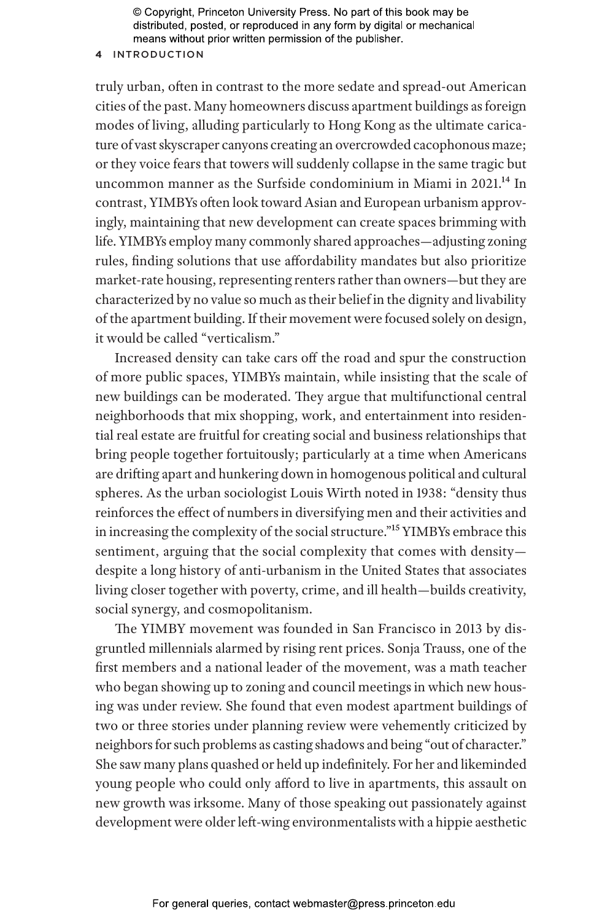truly urban, often in contrast to the more sedate and spread-out American cities of the past. Many homeowners discuss apartment buildings as foreign modes of living, alluding particularly to Hong Kong as the ultimate caricature of vast skyscraper canyons creating an overcrowded cacophonous maze; or they voice fears that towers will suddenly collapse in the same tragic but uncommon manner as the Surfside condominium in Miami in 2021.[14] In contrast, YIMBYs often look toward Asian and European urbanism approvingly, maintaining that new development can create spaces brimming with life. YIMBYs employ many commonly shared approaches—adjusting zoning rules, finding solutions that use affordability mandates but also prioritize market-rate housing, representing renters rather than owners—but they are characterized by no value so much as their belief in the dignity and livability of the apartment building. If their movement were focused solely on design, it would be called "verticalism."

Increased density can take cars off the road and spur the construction of more public spaces, YIMBYs maintain, while insisting that the scale of new buildings can be moderated. They argue that multifunctional central neighborhoods that mix shopping, work, and entertainment into residential real estate are fruitful for creating social and business relationships that bring people together fortuitously; particularly at a time when Americans are drifting apart and hunkering down in homogenous political and cultural spheres. As the urban sociologist Louis Wirth noted in 1938: "density thus reinforces the effect of numbers in diversifying men and their activities and in increasing the complexity of the social structure."[15] YIMBYs embrace this sentiment, arguing that the social complexity that comes with density—despite a long history of anti-urbanism in the United States that associates living closer together with poverty, crime, and ill health—builds creativity, social synergy, and cosmopolitanism.

The YIMBY movement was founded in San Francisco in 2013 by disgruntled millennials alarmed by rising rent prices. Sonja Trauss, one of the first members and a national leader of the movement, was a math teacher who began showing up to zoning and council meetings in which new housing was under review. She found that even modest apartment buildings of two or three stories under planning review were vehemently criticized by neighbors for such problems as casting shadows and being "out of character." She saw many plans quashed or held up indefinitely. For her and likeminded young people who could only afford to live in apartments, this assault on new growth was irksome. Many of those speaking out passionately against development were older left-wing environmentalists with a hippie aesthetic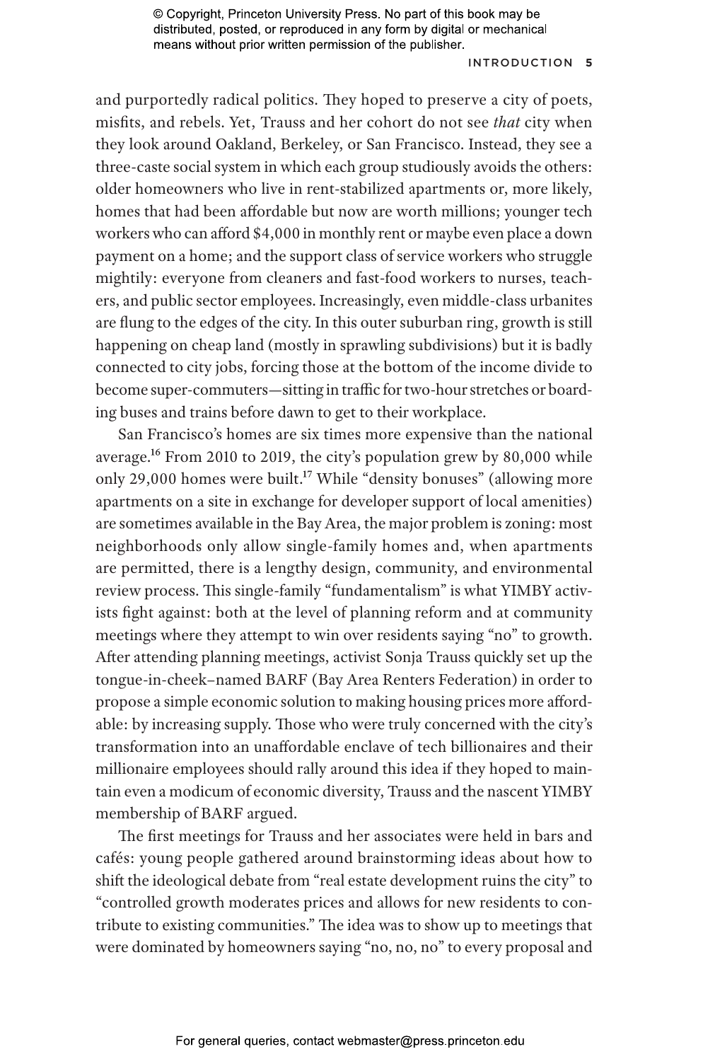and purportedly radical politics. They hoped to preserve a city of poets, misfits, and rebels. Yet, Trauss and her cohort do not see *that* city when they look around Oakland, Berkeley, or San Francisco. Instead, they see a three-caste social system in which each group studiously avoids the others: older homeowners who live in rent-stabilized apartments or, more likely, homes that had been affordable but now are worth millions; younger tech workers who can afford $4,000 in monthly rent or maybe even place a down payment on a home; and the support class of service workers who struggle mightily: everyone from cleaners and fast-food workers to nurses, teachers, and public sector employees. Increasingly, even middle-class urbanites are flung to the edges of the city. In this outer suburban ring, growth is still happening on cheap land (mostly in sprawling subdivisions) but it is badly connected to city jobs, forcing those at the bottom of the income divide to become super-commuters—sitting in traffic for two-hour stretches or boarding buses and trains before dawn to get to their workplace.

San Francisco's homes are six times more expensive than the national average.[16] From 2010 to 2019, the city's population grew by 80,000 while only 29,000 homes were built.[17] While "density bonuses" (allowing more apartments on a site in exchange for developer support of local amenities) are sometimes available in the Bay Area, the major problem is zoning: most neighborhoods only allow single-family homes and, when apartments are permitted, there is a lengthy design, community, and environmental review process. This single-family "fundamentalism" is what YIMBY activists fight against: both at the level of planning reform and at community meetings where they attempt to win over residents saying "no" to growth. After attending planning meetings, activist Sonja Trauss quickly set up the tongue-in-cheek–named BARF (Bay Area Renters Federation) in order to propose a simple economic solution to making housing prices more affordable: by increasing supply. Those who were truly concerned with the city's transformation into an unaffordable enclave of tech billionaires and their millionaire employees should rally around this idea if they hoped to maintain even a modicum of economic diversity, Trauss and the nascent YIMBY membership of BARF argued.

The first meetings for Trauss and her associates were held in bars and cafés: young people gathered around brainstorming ideas about how to shift the ideological debate from "real estate development ruins the city" to "controlled growth moderates prices and allows for new residents to contribute to existing communities." The idea was to show up to meetings that were dominated by homeowners saying "no, no, no" to every proposal and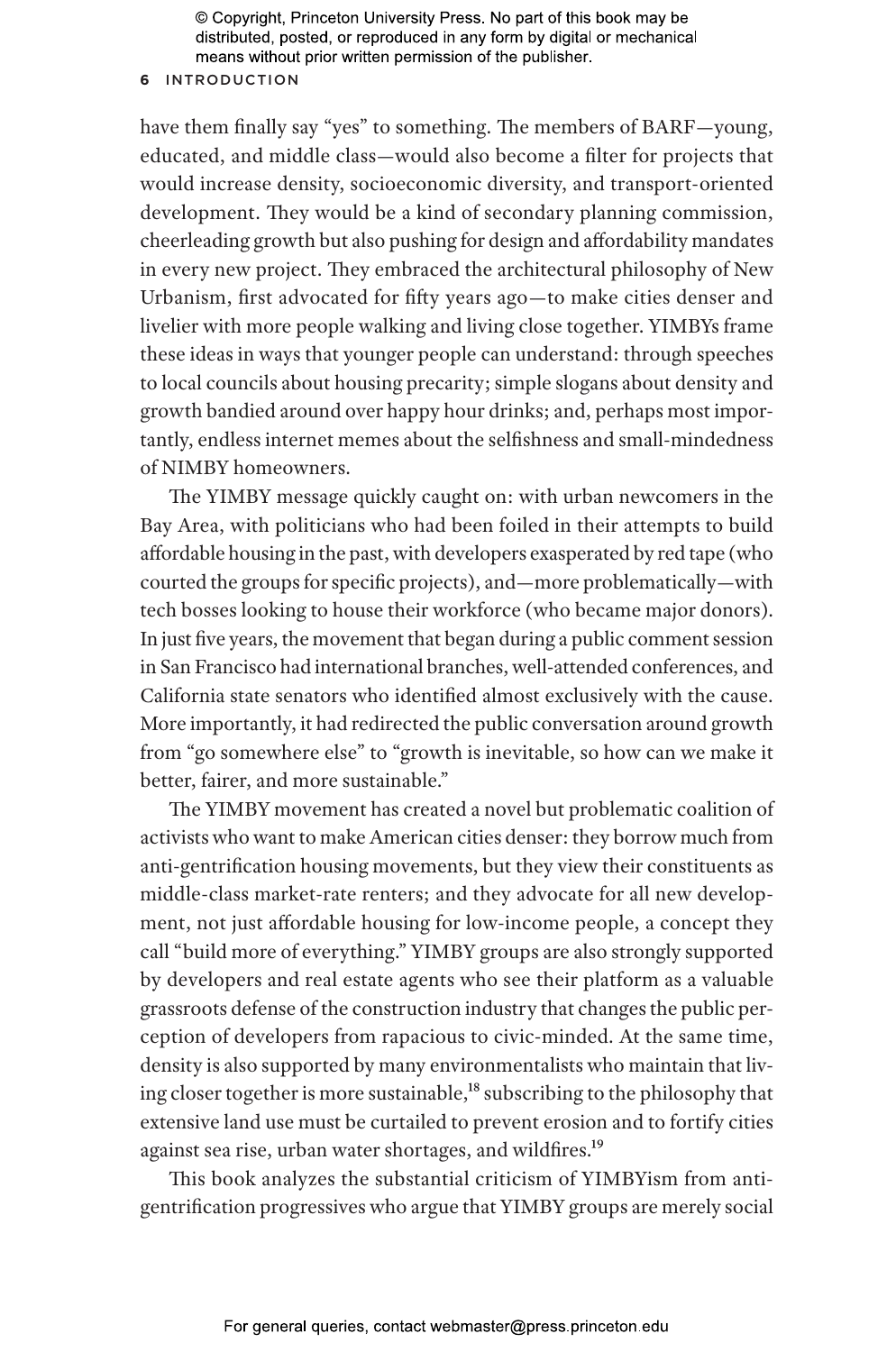have them finally say "yes" to something. The members of BARF—young, educated, and middle class—would also become a filter for projects that would increase density, socioeconomic diversity, and transport-oriented development. They would be a kind of secondary planning commission, cheerleading growth but also pushing for design and affordability mandates in every new project. They embraced the architectural philosophy of New Urbanism, first advocated for fifty years ago—to make cities denser and livelier with more people walking and living close together. YIMBYs frame these ideas in ways that younger people can understand: through speeches to local councils about housing precarity; simple slogans about density and growth bandied around over happy hour drinks; and, perhaps most importantly, endless internet memes about the selfishness and small-mindedness of NIMBY homeowners.

The YIMBY message quickly caught on: with urban newcomers in the Bay Area, with politicians who had been foiled in their attempts to build affordable housing in the past, with developers exasperated by red tape (who courted the groups for specific projects), and—more problematically—with tech bosses looking to house their workforce (who became major donors). In just five years, the movement that began during a public comment session in San Francisco had international branches, well-attended conferences, and California state senators who identified almost exclusively with the cause. More importantly, it had redirected the public conversation around growth from "go somewhere else" to "growth is inevitable, so how can we make it better, fairer, and more sustainable."

The YIMBY movement has created a novel but problematic coalition of activists who want to make American cities denser: they borrow much from anti-gentrification housing movements, but they view their constituents as middle-class market-rate renters; and they advocate for all new development, not just affordable housing for low-income people, a concept they call "build more of everything." YIMBY groups are also strongly supported by developers and real estate agents who see their platform as a valuable grassroots defense of the construction industry that changes the public perception of developers from rapacious to civic-minded. At the same time, density is also supported by many environmentalists who maintain that living closer together is more sustainable,[18] subscribing to the philosophy that extensive land use must be curtailed to prevent erosion and to fortify cities against sea rise, urban water shortages, and wildfires.[19]

This book analyzes the substantial criticism of YIMBYism from anti-gentrification progressives who argue that YIMBY groups are merely social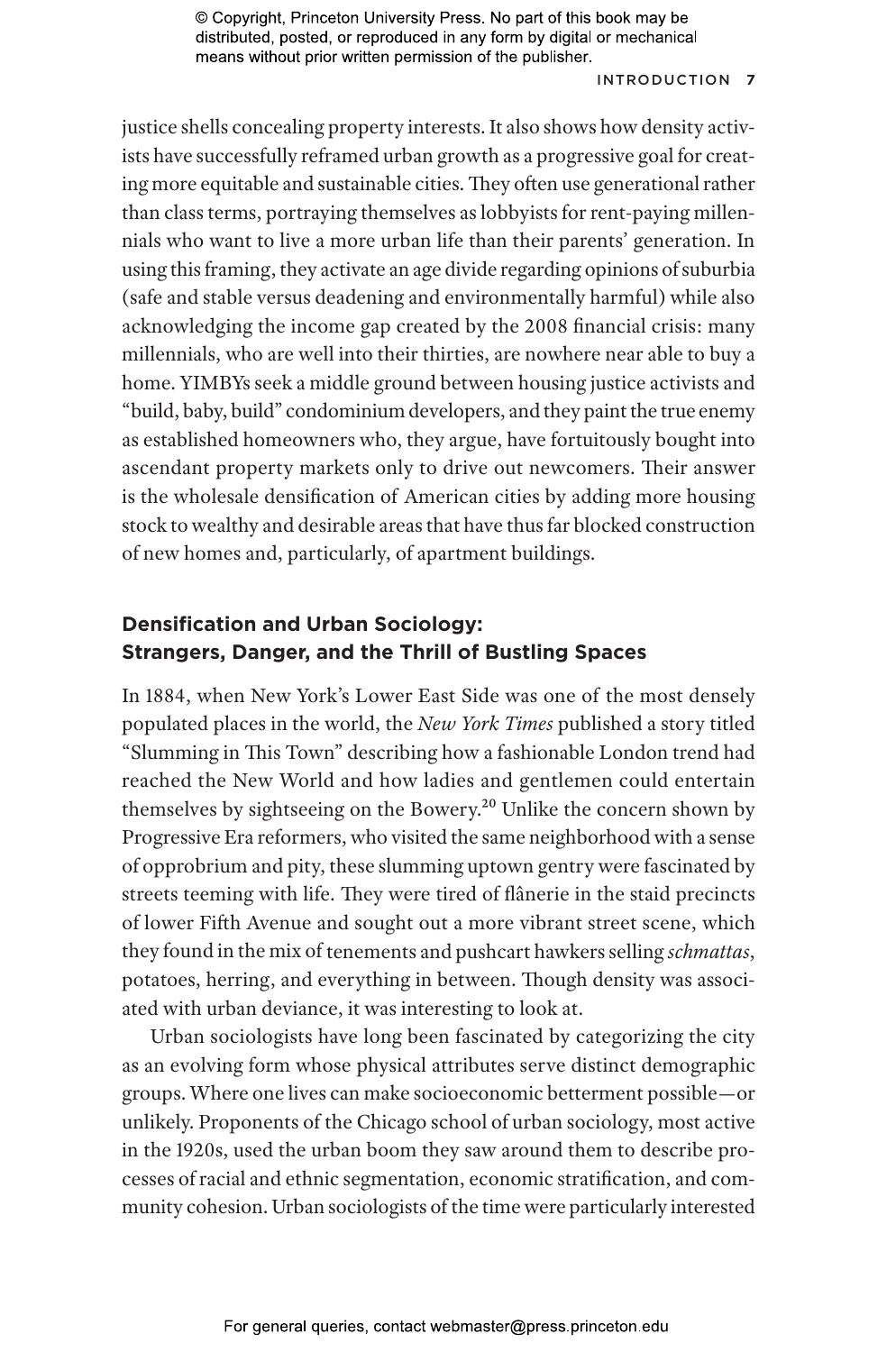justice shells concealing property interests. It also shows how density activists have successfully reframed urban growth as a progressive goal for creating more equitable and sustainable cities. They often use generational rather than class terms, portraying themselves as lobbyists for rent-paying millennials who want to live a more urban life than their parents' generation. In using this framing, they activate an age divide regarding opinions of suburbia (safe and stable versus deadening and environmentally harmful) while also acknowledging the income gap created by the 2008 financial crisis: many millennials, who are well into their thirties, are nowhere near able to buy a home. YIMBYs seek a middle ground between housing justice activists and "build, baby, build" condominium developers, and they paint the true enemy as established homeowners who, they argue, have fortuitously bought into ascendant property markets only to drive out newcomers. Their answer is the wholesale densification of American cities by adding more housing stock to wealthy and desirable areas that have thus far blocked construction of new homes and, particularly, of apartment buildings.

## Densification and Urban Sociology: Strangers, Danger, and the Thrill of Bustling Spaces

In 1884, when New York's Lower East Side was one of the most densely populated places in the world, the *New York Times* published a story titled "Slumming in This Town" describing how a fashionable London trend had reached the New World and how ladies and gentlemen could entertain themselves by sightseeing on the Bowery.[20] Unlike the concern shown by Progressive Era reformers, who visited the same neighborhood with a sense of opprobrium and pity, these slumming uptown gentry were fascinated by streets teeming with life. They were tired of flânerie in the staid precincts of lower Fifth Avenue and sought out a more vibrant street scene, which they found in the mix of tenements and pushcart hawkers selling *schmattas*, potatoes, herring, and everything in between. Though density was associated with urban deviance, it was interesting to look at.

Urban sociologists have long been fascinated by categorizing the city as an evolving form whose physical attributes serve distinct demographic groups. Where one lives can make socioeconomic betterment possible—or unlikely. Proponents of the Chicago school of urban sociology, most active in the 1920s, used the urban boom they saw around them to describe processes of racial and ethnic segmentation, economic stratification, and community cohesion. Urban sociologists of the time were particularly interested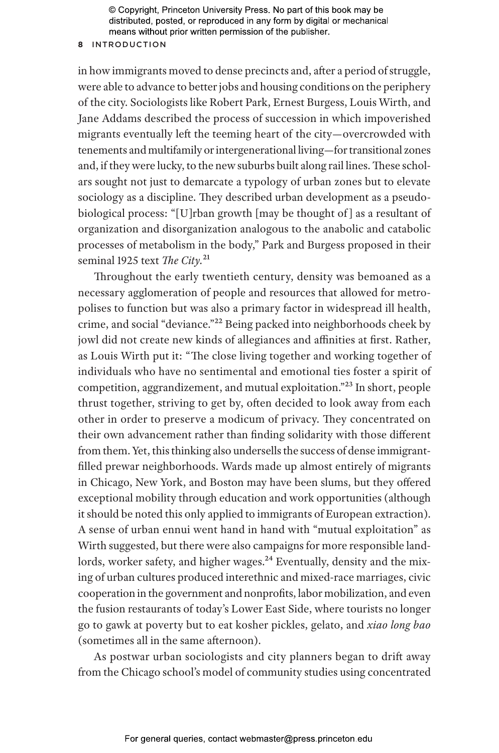in how immigrants moved to dense precincts and, after a period of struggle, were able to advance to better jobs and housing conditions on the periphery of the city. Sociologists like Robert Park, Ernest Burgess, Louis Wirth, and Jane Addams described the process of succession in which impoverished migrants eventually left the teeming heart of the city—overcrowded with tenements and multifamily or intergenerational living—for transitional zones and, if they were lucky, to the new suburbs built along rail lines. These scholars sought not just to demarcate a typology of urban zones but to elevate sociology as a discipline. They described urban development as a pseudobiological process: "[U]rban growth [may be thought of] as a resultant of organization and disorganization analogous to the anabolic and catabolic processes of metabolism in the body," Park and Burgess proposed in their seminal 1925 text *The City*.[21]

Throughout the early twentieth century, density was bemoaned as a necessary agglomeration of people and resources that allowed for metropolises to function but was also a primary factor in widespread ill health, crime, and social "deviance."[22] Being packed into neighborhoods cheek by jowl did not create new kinds of allegiances and affinities at first. Rather, as Louis Wirth put it: "The close living together and working together of individuals who have no sentimental and emotional ties foster a spirit of competition, aggrandizement, and mutual exploitation."[23] In short, people thrust together, striving to get by, often decided to look away from each other in order to preserve a modicum of privacy. They concentrated on their own advancement rather than finding solidarity with those different from them. Yet, this thinking also undersells the success of dense immigrant-filled prewar neighborhoods. Wards made up almost entirely of migrants in Chicago, New York, and Boston may have been slums, but they offered exceptional mobility through education and work opportunities (although it should be noted this only applied to immigrants of European extraction). A sense of urban ennui went hand in hand with "mutual exploitation" as Wirth suggested, but there were also campaigns for more responsible landlords, worker safety, and higher wages.[24] Eventually, density and the mixing of urban cultures produced interethnic and mixed-race marriages, civic cooperation in the government and nonprofits, labor mobilization, and even the fusion restaurants of today's Lower East Side, where tourists no longer go to gawk at poverty but to eat kosher pickles, gelato, and *xiao long bao* (sometimes all in the same afternoon).

As postwar urban sociologists and city planners began to drift away from the Chicago school's model of community studies using concentrated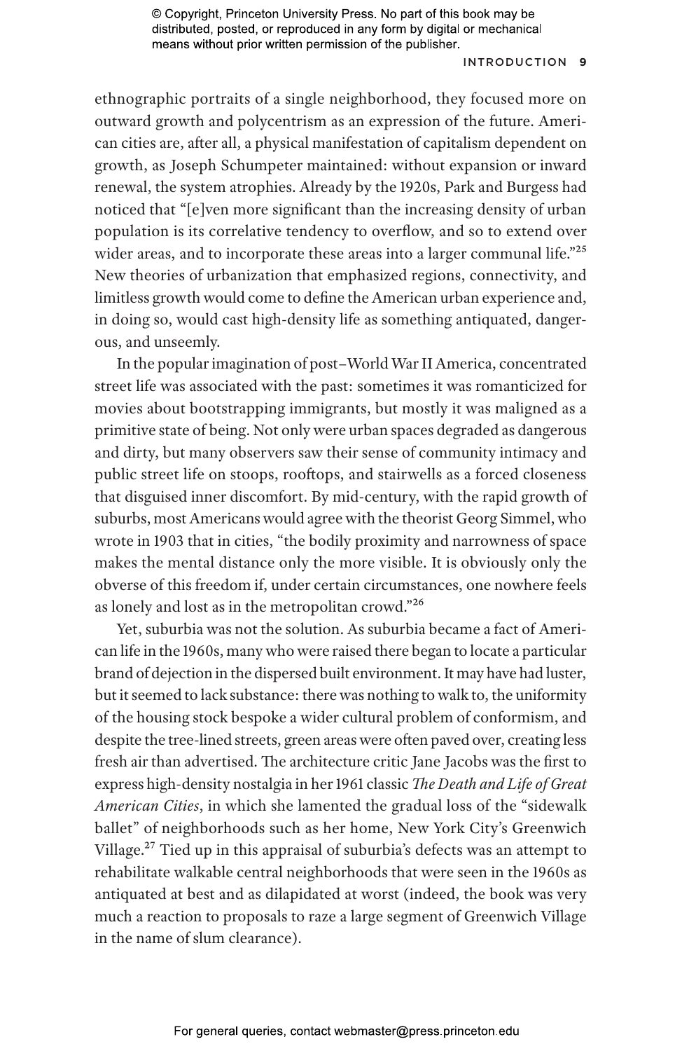ethnographic portraits of a single neighborhood, they focused more on outward growth and polycentrism as an expression of the future. American cities are, after all, a physical manifestation of capitalism dependent on growth, as Joseph Schumpeter maintained: without expansion or inward renewal, the system atrophies. Already by the 1920s, Park and Burgess had noticed that "[e]ven more significant than the increasing density of urban population is its correlative tendency to overflow, and so to extend over wider areas, and to incorporate these areas into a larger communal life."[25] New theories of urbanization that emphasized regions, connectivity, and limitless growth would come to define the American urban experience and, in doing so, would cast high-density life as something antiquated, dangerous, and unseemly.

In the popular imagination of post–World War II America, concentrated street life was associated with the past: sometimes it was romanticized for movies about bootstrapping immigrants, but mostly it was maligned as a primitive state of being. Not only were urban spaces degraded as dangerous and dirty, but many observers saw their sense of community intimacy and public street life on stoops, rooftops, and stairwells as a forced closeness that disguised inner discomfort. By mid-century, with the rapid growth of suburbs, most Americans would agree with the theorist Georg Simmel, who wrote in 1903 that in cities, "the bodily proximity and narrowness of space makes the mental distance only the more visible. It is obviously only the obverse of this freedom if, under certain circumstances, one nowhere feels as lonely and lost as in the metropolitan crowd."[26]

Yet, suburbia was not the solution. As suburbia became a fact of American life in the 1960s, many who were raised there began to locate a particular brand of dejection in the dispersed built environment. It may have had luster, but it seemed to lack substance: there was nothing to walk to, the uniformity of the housing stock bespoke a wider cultural problem of conformism, and despite the tree-lined streets, green areas were often paved over, creating less fresh air than advertised. The architecture critic Jane Jacobs was the first to express high-density nostalgia in her 1961 classic *The Death and Life of Great American Cities*, in which she lamented the gradual loss of the "sidewalk ballet" of neighborhoods such as her home, New York City's Greenwich Village.[27] Tied up in this appraisal of suburbia's defects was an attempt to rehabilitate walkable central neighborhoods that were seen in the 1960s as antiquated at best and as dilapidated at worst (indeed, the book was very much a reaction to proposals to raze a large segment of Greenwich Village in the name of slum clearance).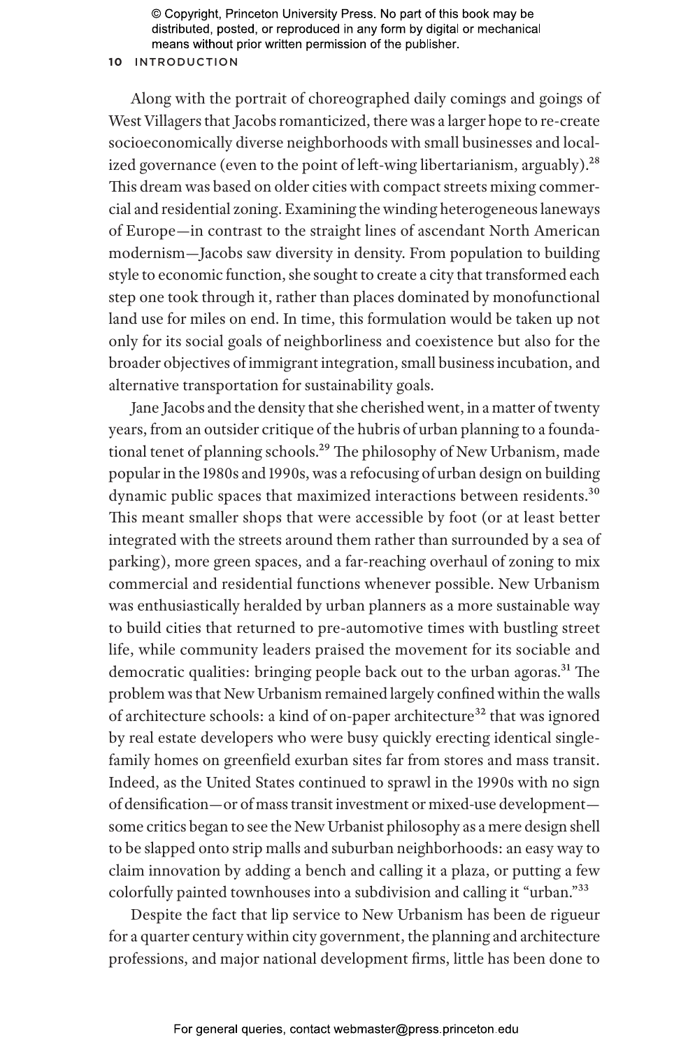Along with the portrait of choreographed daily comings and goings of West Villagers that Jacobs romanticized, there was a larger hope to re-create socioeconomically diverse neighborhoods with small businesses and localized governance (even to the point of left-wing libertarianism, arguably).[28] This dream was based on older cities with compact streets mixing commercial and residential zoning. Examining the winding heterogeneous laneways of Europe—in contrast to the straight lines of ascendant North American modernism—Jacobs saw diversity in density. From population to building style to economic function, she sought to create a city that transformed each step one took through it, rather than places dominated by monofunctional land use for miles on end. In time, this formulation would be taken up not only for its social goals of neighborliness and coexistence but also for the broader objectives of immigrant integration, small business incubation, and alternative transportation for sustainability goals.

Jane Jacobs and the density that she cherished went, in a matter of twenty years, from an outsider critique of the hubris of urban planning to a foundational tenet of planning schools.[29] The philosophy of New Urbanism, made popular in the 1980s and 1990s, was a refocusing of urban design on building dynamic public spaces that maximized interactions between residents.[30] This meant smaller shops that were accessible by foot (or at least better integrated with the streets around them rather than surrounded by a sea of parking), more green spaces, and a far-reaching overhaul of zoning to mix commercial and residential functions whenever possible. New Urbanism was enthusiastically heralded by urban planners as a more sustainable way to build cities that returned to pre-automotive times with bustling street life, while community leaders praised the movement for its sociable and democratic qualities: bringing people back out to the urban agoras.[31] The problem was that New Urbanism remained largely confined within the walls of architecture schools: a kind of on-paper architecture[32] that was ignored by real estate developers who were busy quickly erecting identical single-family homes on greenfield exurban sites far from stores and mass transit. Indeed, as the United States continued to sprawl in the 1990s with no sign of densification—or of mass transit investment or mixed-use development—some critics began to see the New Urbanist philosophy as a mere design shell to be slapped onto strip malls and suburban neighborhoods: an easy way to claim innovation by adding a bench and calling it a plaza, or putting a few colorfully painted townhouses into a subdivision and calling it "urban."[33]

Despite the fact that lip service to New Urbanism has been de rigueur for a quarter century within city government, the planning and architecture professions, and major national development firms, little has been done to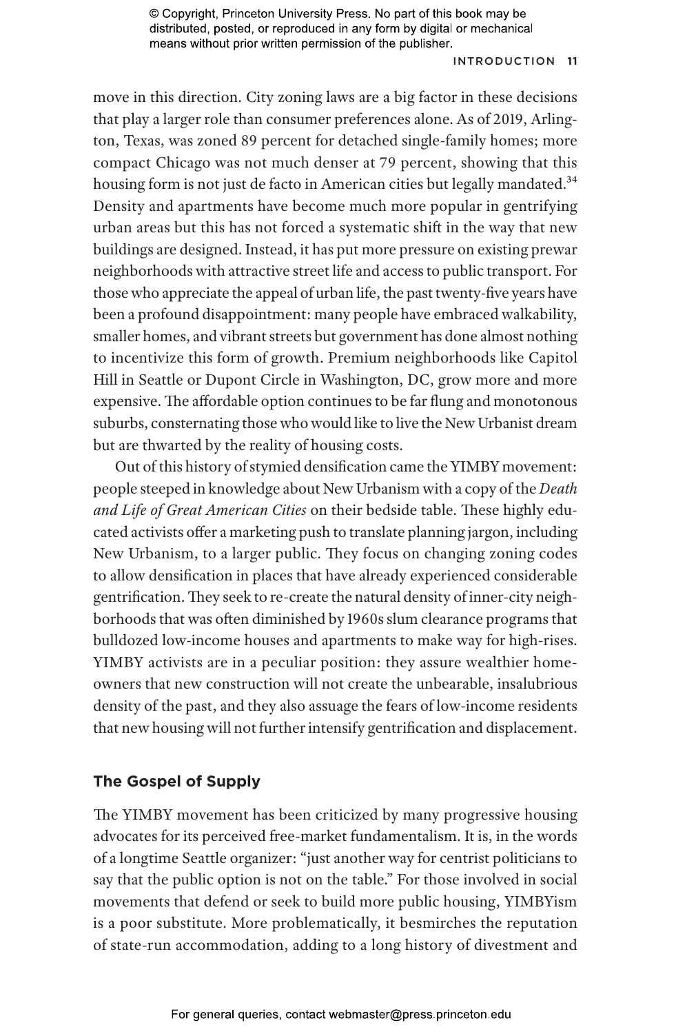move in this direction. City zoning laws are a big factor in these decisions that play a larger role than consumer preferences alone. As of 2019, Arlington, Texas, was zoned 89 percent for detached single-family homes; more compact Chicago was not much denser at 79 percent, showing that this housing form is not just de facto in American cities but legally mandated.[34] Density and apartments have become much more popular in gentrifying urban areas but this has not forced a systematic shift in the way that new buildings are designed. Instead, it has put more pressure on existing prewar neighborhoods with attractive street life and access to public transport. For those who appreciate the appeal of urban life, the past twenty-five years have been a profound disappointment: many people have embraced walkability, smaller homes, and vibrant streets but government has done almost nothing to incentivize this form of growth. Premium neighborhoods like Capitol Hill in Seattle or Dupont Circle in Washington, DC, grow more and more expensive. The affordable option continues to be far flung and monotonous suburbs, consternating those who would like to live the New Urbanist dream but are thwarted by the reality of housing costs.

Out of this history of stymied densification came the YIMBY movement: people steeped in knowledge about New Urbanism with a copy of the *Death and Life of Great American Cities* on their bedside table. These highly educated activists offer a marketing push to translate planning jargon, including New Urbanism, to a larger public. They focus on changing zoning codes to allow densification in places that have already experienced considerable gentrification. They seek to re-create the natural density of inner-city neighborhoods that was often diminished by 1960s slum clearance programs that bulldozed low-income houses and apartments to make way for high-rises. YIMBY activists are in a peculiar position: they assure wealthier homeowners that new construction will not create the unbearable, insalubrious density of the past, and they also assuage the fears of low-income residents that new housing will not further intensify gentrification and displacement.

## The Gospel of Supply

The YIMBY movement has been criticized by many progressive housing advocates for its perceived free-market fundamentalism. It is, in the words of a longtime Seattle organizer: "just another way for centrist politicians to say that the public option is not on the table." For those involved in social movements that defend or seek to build more public housing, YIMBYism is a poor substitute. More problematically, it besmirches the reputation of state-run accommodation, adding to a long history of divestment and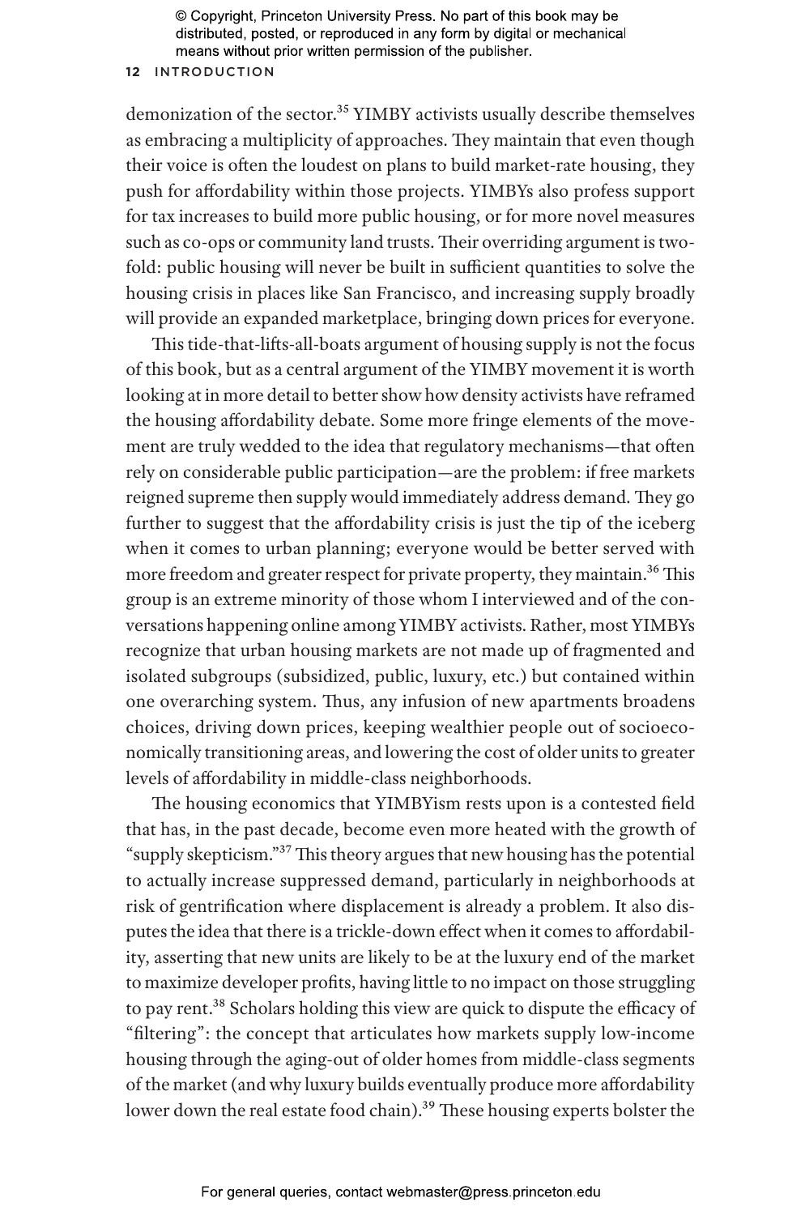demonization of the sector.[35] YIMBY activists usually describe themselves as embracing a multiplicity of approaches. They maintain that even though their voice is often the loudest on plans to build market-rate housing, they push for affordability within those projects. YIMBYs also profess support for tax increases to build more public housing, or for more novel measures such as co-ops or community land trusts. Their overriding argument is twofold: public housing will never be built in sufficient quantities to solve the housing crisis in places like San Francisco, and increasing supply broadly will provide an expanded marketplace, bringing down prices for everyone.

This tide-that-lifts-all-boats argument of housing supply is not the focus of this book, but as a central argument of the YIMBY movement it is worth looking at in more detail to better show how density activists have reframed the housing affordability debate. Some more fringe elements of the movement are truly wedded to the idea that regulatory mechanisms—that often rely on considerable public participation—are the problem: if free markets reigned supreme then supply would immediately address demand. They go further to suggest that the affordability crisis is just the tip of the iceberg when it comes to urban planning; everyone would be better served with more freedom and greater respect for private property, they maintain.[36] This group is an extreme minority of those whom I interviewed and of the conversations happening online among YIMBY activists. Rather, most YIMBYs recognize that urban housing markets are not made up of fragmented and isolated subgroups (subsidized, public, luxury, etc.) but contained within one overarching system. Thus, any infusion of new apartments broadens choices, driving down prices, keeping wealthier people out of socioeconomically transitioning areas, and lowering the cost of older units to greater levels of affordability in middle-class neighborhoods.

The housing economics that YIMBYism rests upon is a contested field that has, in the past decade, become even more heated with the growth of "supply skepticism."[37] This theory argues that new housing has the potential to actually increase suppressed demand, particularly in neighborhoods at risk of gentrification where displacement is already a problem. It also disputes the idea that there is a trickle-down effect when it comes to affordability, asserting that new units are likely to be at the luxury end of the market to maximize developer profits, having little to no impact on those struggling to pay rent.[38] Scholars holding this view are quick to dispute the efficacy of "filtering": the concept that articulates how markets supply low-income housing through the aging-out of older homes from middle-class segments of the market (and why luxury builds eventually produce more affordability lower down the real estate food chain).[39] These housing experts bolster the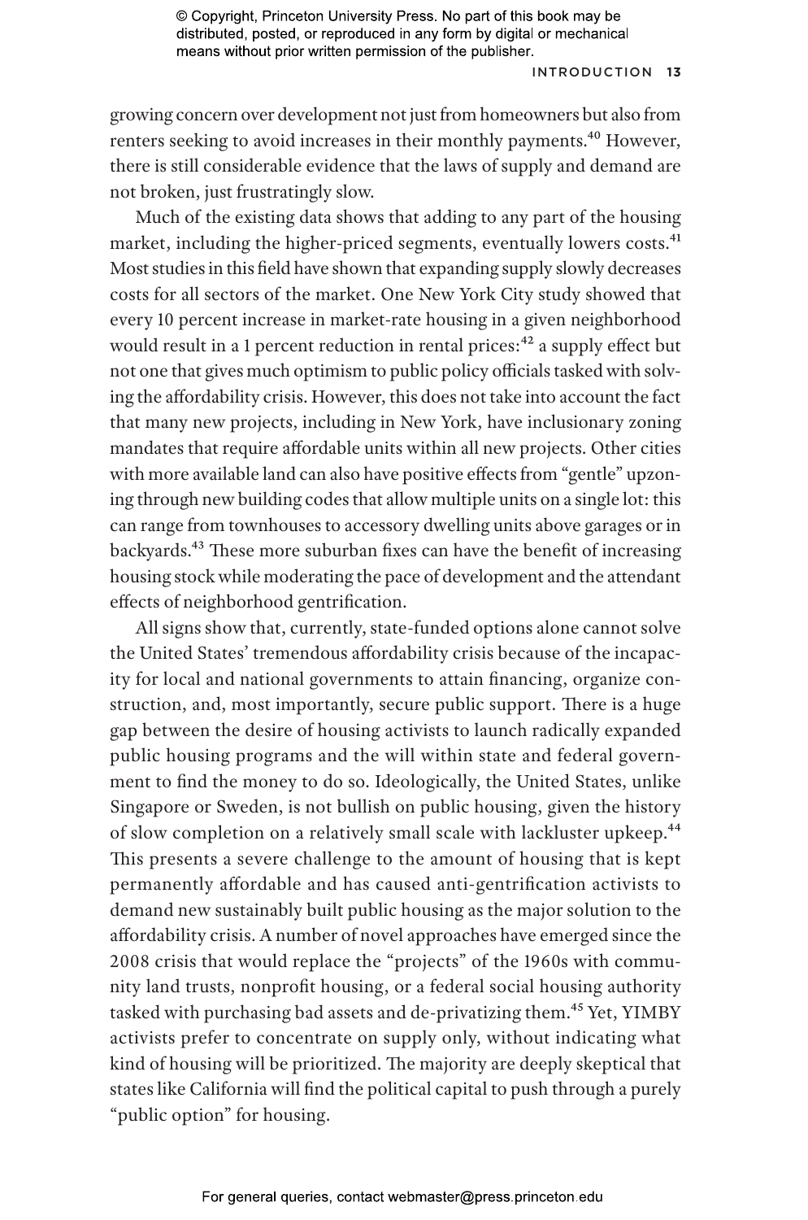growing concern over development not just from homeowners but also from renters seeking to avoid increases in their monthly payments.[40] However, there is still considerable evidence that the laws of supply and demand are not broken, just frustratingly slow.

Much of the existing data shows that adding to any part of the housing market, including the higher-priced segments, eventually lowers costs.[41] Most studies in this field have shown that expanding supply slowly decreases costs for all sectors of the market. One New York City study showed that every 10 percent increase in market-rate housing in a given neighborhood would result in a 1 percent reduction in rental prices:[42] a supply effect but not one that gives much optimism to public policy officials tasked with solving the affordability crisis. However, this does not take into account the fact that many new projects, including in New York, have inclusionary zoning mandates that require affordable units within all new projects. Other cities with more available land can also have positive effects from "gentle" upzoning through new building codes that allow multiple units on a single lot: this can range from townhouses to accessory dwelling units above garages or in backyards.[43] These more suburban fixes can have the benefit of increasing housing stock while moderating the pace of development and the attendant effects of neighborhood gentrification.

All signs show that, currently, state-funded options alone cannot solve the United States' tremendous affordability crisis because of the incapacity for local and national governments to attain financing, organize construction, and, most importantly, secure public support. There is a huge gap between the desire of housing activists to launch radically expanded public housing programs and the will within state and federal government to find the money to do so. Ideologically, the United States, unlike Singapore or Sweden, is not bullish on public housing, given the history of slow completion on a relatively small scale with lackluster upkeep.[44] This presents a severe challenge to the amount of housing that is kept permanently affordable and has caused anti-gentrification activists to demand new sustainably built public housing as the major solution to the affordability crisis. A number of novel approaches have emerged since the 2008 crisis that would replace the "projects" of the 1960s with community land trusts, nonprofit housing, or a federal social housing authority tasked with purchasing bad assets and de-privatizing them.[45] Yet, YIMBY activists prefer to concentrate on supply only, without indicating what kind of housing will be prioritized. The majority are deeply skeptical that states like California will find the political capital to push through a purely "public option" for housing.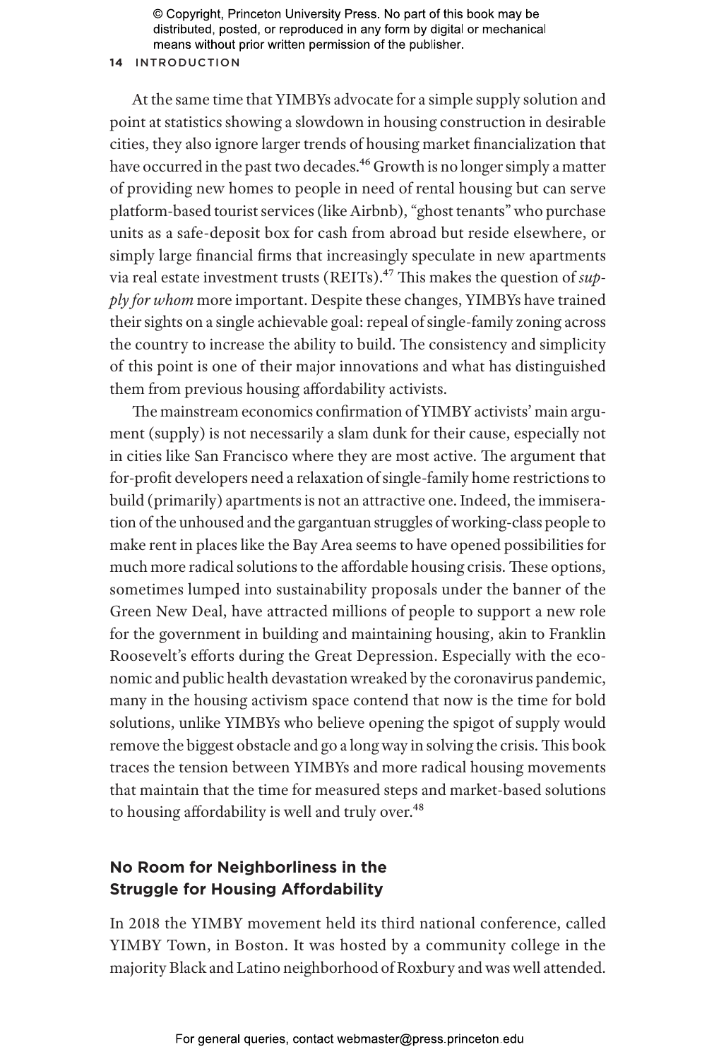At the same time that YIMBYs advocate for a simple supply solution and point at statistics showing a slowdown in housing construction in desirable cities, they also ignore larger trends of housing market financialization that have occurred in the past two decades.[46] Growth is no longer simply a matter of providing new homes to people in need of rental housing but can serve platform-based tourist services (like Airbnb), "ghost tenants" who purchase units as a safe-deposit box for cash from abroad but reside elsewhere, or simply large financial firms that increasingly speculate in new apartments via real estate investment trusts (REITs).[47] This makes the question of *supply for whom* more important. Despite these changes, YIMBYs have trained their sights on a single achievable goal: repeal of single-family zoning across the country to increase the ability to build. The consistency and simplicity of this point is one of their major innovations and what has distinguished them from previous housing affordability activists.

The mainstream economics confirmation of YIMBY activists' main argument (supply) is not necessarily a slam dunk for their cause, especially not in cities like San Francisco where they are most active. The argument that for-profit developers need a relaxation of single-family home restrictions to build (primarily) apartments is not an attractive one. Indeed, the immiseration of the unhoused and the gargantuan struggles of working-class people to make rent in places like the Bay Area seems to have opened possibilities for much more radical solutions to the affordable housing crisis. These options, sometimes lumped into sustainability proposals under the banner of the Green New Deal, have attracted millions of people to support a new role for the government in building and maintaining housing, akin to Franklin Roosevelt's efforts during the Great Depression. Especially with the economic and public health devastation wreaked by the coronavirus pandemic, many in the housing activism space contend that now is the time for bold solutions, unlike YIMBYs who believe opening the spigot of supply would remove the biggest obstacle and go a long way in solving the crisis. This book traces the tension between YIMBYs and more radical housing movements that maintain that the time for measured steps and market-based solutions to housing affordability is well and truly over.[48]

## No Room for Neighborliness in the Struggle for Housing Affordability

In 2018 the YIMBY movement held its third national conference, called YIMBY Town, in Boston. It was hosted by a community college in the majority Black and Latino neighborhood of Roxbury and was well attended.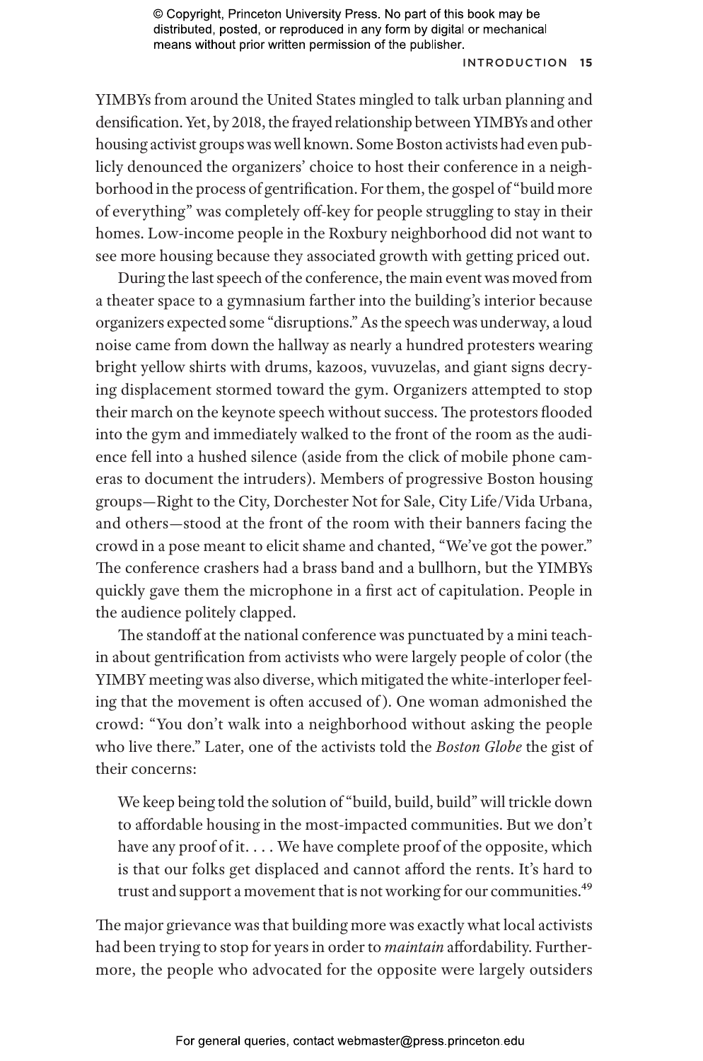YIMBYs from around the United States mingled to talk urban planning and densification. Yet, by 2018, the frayed relationship between YIMBYs and other housing activist groups was well known. Some Boston activists had even publicly denounced the organizers' choice to host their conference in a neighborhood in the process of gentrification. For them, the gospel of "build more of everything" was completely off-key for people struggling to stay in their homes. Low-income people in the Roxbury neighborhood did not want to see more housing because they associated growth with getting priced out.

During the last speech of the conference, the main event was moved from a theater space to a gymnasium farther into the building's interior because organizers expected some "disruptions." As the speech was underway, a loud noise came from down the hallway as nearly a hundred protesters wearing bright yellow shirts with drums, kazoos, vuvuzelas, and giant signs decrying displacement stormed toward the gym. Organizers attempted to stop their march on the keynote speech without success. The protestors flooded into the gym and immediately walked to the front of the room as the audience fell into a hushed silence (aside from the click of mobile phone cameras to document the intruders). Members of progressive Boston housing groups—Right to the City, Dorchester Not for Sale, City Life/Vida Urbana, and others—stood at the front of the room with their banners facing the crowd in a pose meant to elicit shame and chanted, "We've got the power." The conference crashers had a brass band and a bullhorn, but the YIMBYs quickly gave them the microphone in a first act of capitulation. People in the audience politely clapped.

The standoff at the national conference was punctuated by a mini teach-in about gentrification from activists who were largely people of color (the YIMBY meeting was also diverse, which mitigated the white-interloper feeling that the movement is often accused of). One woman admonished the crowd: "You don't walk into a neighborhood without asking the people who live there." Later, one of the activists told the *Boston Globe* the gist of their concerns:

> We keep being told the solution of "build, build, build" will trickle down to affordable housing in the most-impacted communities. But we don't have any proof of it. . . . We have complete proof of the opposite, which is that our folks get displaced and cannot afford the rents. It's hard to trust and support a movement that is not working for our communities.[49]

The major grievance was that building more was exactly what local activists had been trying to stop for years in order to *maintain* affordability. Furthermore, the people who advocated for the opposite were largely outsiders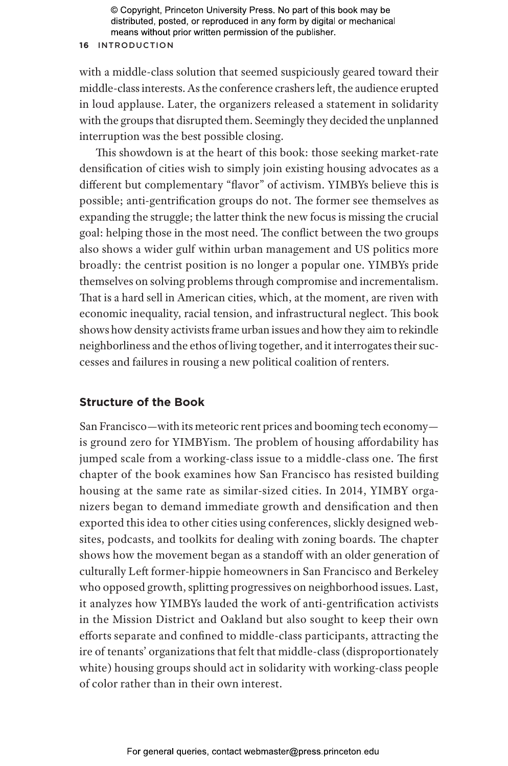with a middle-class solution that seemed suspiciously geared toward their middle-class interests. As the conference crashers left, the audience erupted in loud applause. Later, the organizers released a statement in solidarity with the groups that disrupted them. Seemingly they decided the unplanned interruption was the best possible closing.

This showdown is at the heart of this book: those seeking market-rate densification of cities wish to simply join existing housing advocates as a different but complementary "flavor" of activism. YIMBYs believe this is possible; anti-gentrification groups do not. The former see themselves as expanding the struggle; the latter think the new focus is missing the crucial goal: helping those in the most need. The conflict between the two groups also shows a wider gulf within urban management and US politics more broadly: the centrist position is no longer a popular one. YIMBYs pride themselves on solving problems through compromise and incrementalism. That is a hard sell in American cities, which, at the moment, are riven with economic inequality, racial tension, and infrastructural neglect. This book shows how density activists frame urban issues and how they aim to rekindle neighborliness and the ethos of living together, and it interrogates their successes and failures in rousing a new political coalition of renters.

## Structure of the Book

San Francisco—with its meteoric rent prices and booming tech economy—is ground zero for YIMBYism. The problem of housing affordability has jumped scale from a working-class issue to a middle-class one. The first chapter of the book examines how San Francisco has resisted building housing at the same rate as similar-sized cities. In 2014, YIMBY organizers began to demand immediate growth and densification and then exported this idea to other cities using conferences, slickly designed websites, podcasts, and toolkits for dealing with zoning boards. The chapter shows how the movement began as a standoff with an older generation of culturally Left former-hippie homeowners in San Francisco and Berkeley who opposed growth, splitting progressives on neighborhood issues. Last, it analyzes how YIMBYs lauded the work of anti-gentrification activists in the Mission District and Oakland but also sought to keep their own efforts separate and confined to middle-class participants, attracting the ire of tenants' organizations that felt that middle-class (disproportionately white) housing groups should act in solidarity with working-class people of color rather than in their own interest.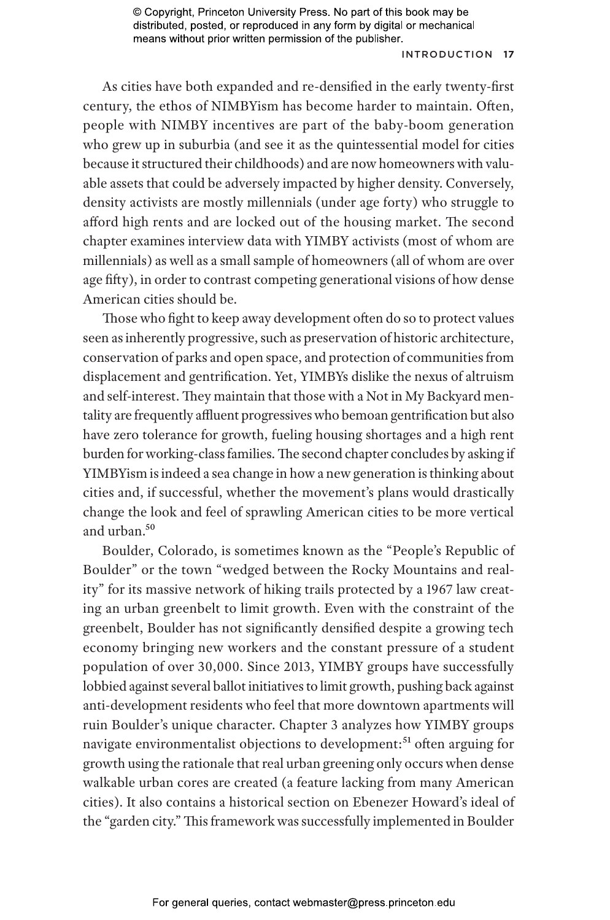As cities have both expanded and re-densified in the early twenty-first century, the ethos of NIMBYism has become harder to maintain. Often, people with NIMBY incentives are part of the baby-boom generation who grew up in suburbia (and see it as the quintessential model for cities because it structured their childhoods) and are now homeowners with valuable assets that could be adversely impacted by higher density. Conversely, density activists are mostly millennials (under age forty) who struggle to afford high rents and are locked out of the housing market. The second chapter examines interview data with YIMBY activists (most of whom are millennials) as well as a small sample of homeowners (all of whom are over age fifty), in order to contrast competing generational visions of how dense American cities should be.

Those who fight to keep away development often do so to protect values seen as inherently progressive, such as preservation of historic architecture, conservation of parks and open space, and protection of communities from displacement and gentrification. Yet, YIMBYs dislike the nexus of altruism and self-interest. They maintain that those with a Not in My Backyard mentality are frequently affluent progressives who bemoan gentrification but also have zero tolerance for growth, fueling housing shortages and a high rent burden for working-class families. The second chapter concludes by asking if YIMBYism is indeed a sea change in how a new generation is thinking about cities and, if successful, whether the movement's plans would drastically change the look and feel of sprawling American cities to be more vertical and urban.[50]

Boulder, Colorado, is sometimes known as the "People's Republic of Boulder" or the town "wedged between the Rocky Mountains and reality" for its massive network of hiking trails protected by a 1967 law creating an urban greenbelt to limit growth. Even with the constraint of the greenbelt, Boulder has not significantly densified despite a growing tech economy bringing new workers and the constant pressure of a student population of over 30,000. Since 2013, YIMBY groups have successfully lobbied against several ballot initiatives to limit growth, pushing back against anti-development residents who feel that more downtown apartments will ruin Boulder's unique character. Chapter 3 analyzes how YIMBY groups navigate environmentalist objections to development:[51] often arguing for growth using the rationale that real urban greening only occurs when dense walkable urban cores are created (a feature lacking from many American cities). It also contains a historical section on Ebenezer Howard's ideal of the "garden city." This framework was successfully implemented in Boulder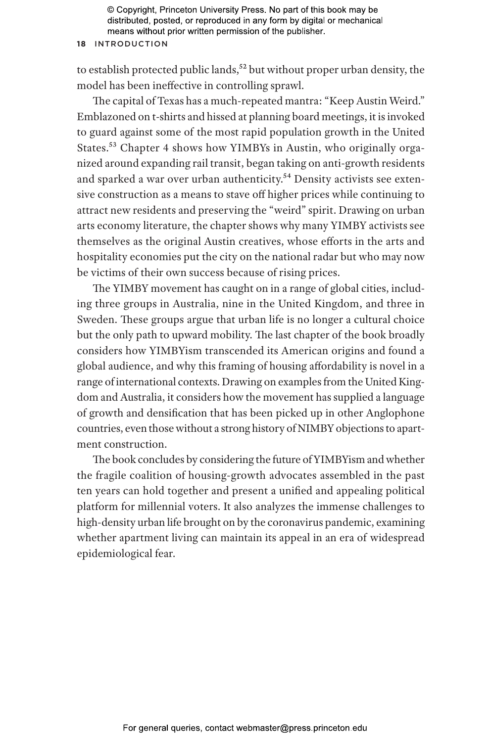to establish protected public lands,[52] but without proper urban density, the model has been ineffective in controlling sprawl.

The capital of Texas has a much-repeated mantra: "Keep Austin Weird." Emblazoned on t-shirts and hissed at planning board meetings, it is invoked to guard against some of the most rapid population growth in the United States.[53] Chapter 4 shows how YIMBYs in Austin, who originally organized around expanding rail transit, began taking on anti-growth residents and sparked a war over urban authenticity.[54] Density activists see extensive construction as a means to stave off higher prices while continuing to attract new residents and preserving the "weird" spirit. Drawing on urban arts economy literature, the chapter shows why many YIMBY activists see themselves as the original Austin creatives, whose efforts in the arts and hospitality economies put the city on the national radar but who may now be victims of their own success because of rising prices.

The YIMBY movement has caught on in a range of global cities, including three groups in Australia, nine in the United Kingdom, and three in Sweden. These groups argue that urban life is no longer a cultural choice but the only path to upward mobility. The last chapter of the book broadly considers how YIMBYism transcended its American origins and found a global audience, and why this framing of housing affordability is novel in a range of international contexts. Drawing on examples from the United Kingdom and Australia, it considers how the movement has supplied a language of growth and densification that has been picked up in other Anglophone countries, even those without a strong history of NIMBY objections to apartment construction.

The book concludes by considering the future of YIMBYism and whether the fragile coalition of housing-growth advocates assembled in the past ten years can hold together and present a unified and appealing political platform for millennial voters. It also analyzes the immense challenges to high-density urban life brought on by the coronavirus pandemic, examining whether apartment living can maintain its appeal in an era of widespread epidemiological fear.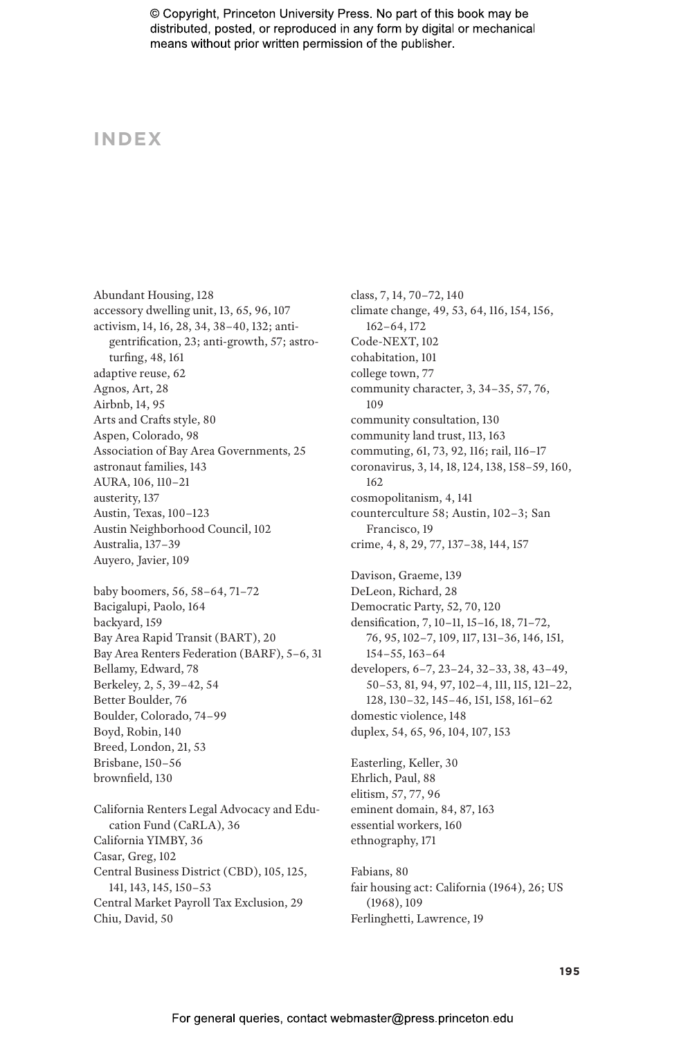© Copyright, Princeton University Press. No part of this book may be distributed, posted, or reproduced in any form by digital or mechanical means without prior written permission of the publisher.

# INDEX

Abundant Housing, 128
accessory dwelling unit, 13, 65, 96, 107
activism, 14, 16, 28, 34, 38–40, 132; anti-gentrification, 23; anti-growth, 57; astro-turfing, 48, 161
adaptive reuse, 62
Agnos, Art, 28
Airbnb, 14, 95
Arts and Crafts style, 80
Aspen, Colorado, 98
Association of Bay Area Governments, 25
astronaut families, 143
AURA, 106, 110–21
austerity, 137
Austin, Texas, 100–123
Austin Neighborhood Council, 102
Australia, 137–39
Auyero, Javier, 109

baby boomers, 56, 58–64, 71–72
Bacigalupi, Paolo, 164
backyard, 159
Bay Area Rapid Transit (BART), 20
Bay Area Renters Federation (BARF), 5–6, 31
Bellamy, Edward, 78
Berkeley, 2, 5, 39–42, 54
Better Boulder, 76
Boulder, Colorado, 74–99
Boyd, Robin, 140
Breed, London, 21, 53
Brisbane, 150–56
brownfield, 130

California Renters Legal Advocacy and Education Fund (CaRLA), 36
California YIMBY, 36
Casar, Greg, 102
Central Business District (CBD), 105, 125, 141, 143, 145, 150–53
Central Market Payroll Tax Exclusion, 29
Chiu, David, 50

class, 7, 14, 70–72, 140
climate change, 49, 53, 64, 116, 154, 156, 162–64, 172
Code-NEXT, 102
cohabitation, 101
college town, 77
community character, 3, 34–35, 57, 76, 109
community consultation, 130
community land trust, 113, 163
commuting, 61, 73, 92, 116; rail, 116–17
coronavirus, 3, 14, 18, 124, 138, 158–59, 160, 162
cosmopolitanism, 4, 141
counterculture 58; Austin, 102–3; San Francisco, 19
crime, 4, 8, 29, 77, 137–38, 144, 157

Davison, Graeme, 139
DeLeon, Richard, 28
Democratic Party, 52, 70, 120
densification, 7, 10–11, 15–16, 18, 71–72, 76, 95, 102–7, 109, 117, 131–36, 146, 151, 154–55, 163–64
developers, 6–7, 23–24, 32–33, 38, 43–49, 50–53, 81, 94, 97, 102–4, 111, 115, 121–22, 128, 130–32, 145–46, 151, 158, 161–62
domestic violence, 148
duplex, 54, 65, 96, 104, 107, 153

Easterling, Keller, 30
Ehrlich, Paul, 88
elitism, 57, 77, 96
eminent domain, 84, 87, 163
essential workers, 160
ethnography, 171

Fabians, 80
fair housing act: California (1964), 26; US (1968), 109
Ferlinghetti, Lawrence, 19

For general queries, contact webmaster@press.princeton.edu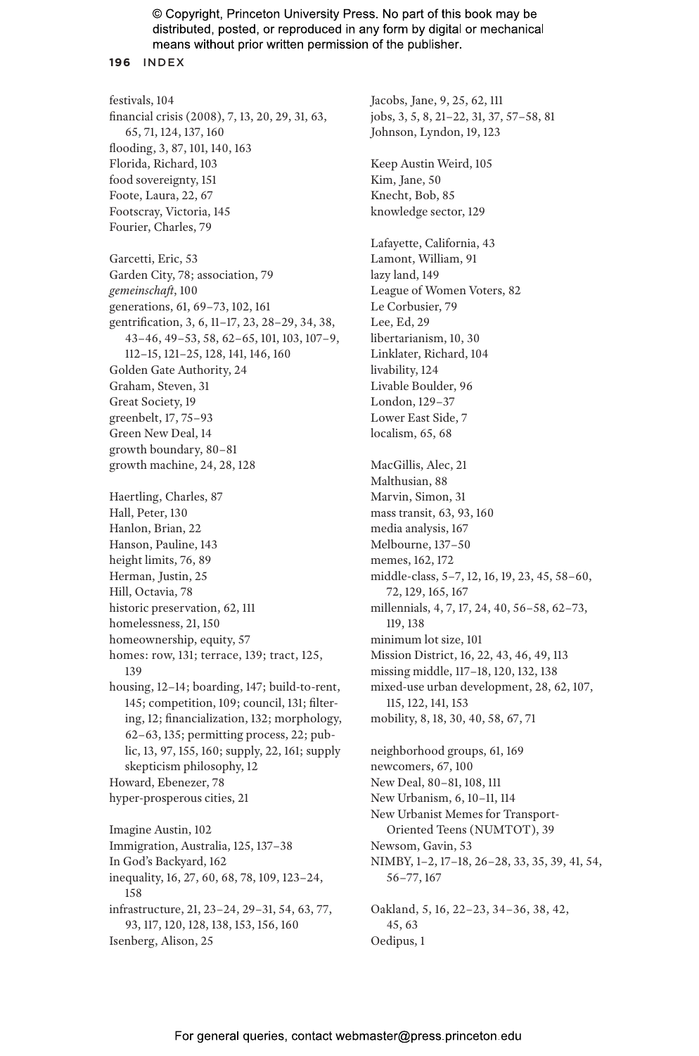festivals, 104
financial crisis (2008), 7, 13, 20, 29, 31, 63, 65, 71, 124, 137, 160
flooding, 3, 87, 101, 140, 163
Florida, Richard, 103
food sovereignty, 151
Foote, Laura, 22, 67
Footscray, Victoria, 145
Fourier, Charles, 79

Garcetti, Eric, 53
Garden City, 78; association, 79
*gemeinschaft*, 100
generations, 61, 69–73, 102, 161
gentrification, 3, 6, 11–17, 23, 28–29, 34, 38, 43–46, 49–53, 58, 62–65, 101, 103, 107–9, 112–15, 121–25, 128, 141, 146, 160
Golden Gate Authority, 24
Graham, Steven, 31
Great Society, 19
greenbelt, 17, 75–93
Green New Deal, 14
growth boundary, 80–81
growth machine, 24, 28, 128

Haertling, Charles, 87
Hall, Peter, 130
Hanlon, Brian, 22
Hanson, Pauline, 143
height limits, 76, 89
Herman, Justin, 25
Hill, Octavia, 78
historic preservation, 62, 111
homelessness, 21, 150
homeownership, equity, 57
homes: row, 131; terrace, 139; tract, 125, 139
housing, 12–14; boarding, 147; build-to-rent, 145; competition, 109; council, 131; filtering, 12; financialization, 132; morphology, 62–63, 135; permitting process, 22; public, 13, 97, 155, 160; supply, 22, 161; supply skepticism philosophy, 12
Howard, Ebenezer, 78
hyper-prosperous cities, 21

Imagine Austin, 102
Immigration, Australia, 125, 137–38
In God's Backyard, 162
inequality, 16, 27, 60, 68, 78, 109, 123–24, 158
infrastructure, 21, 23–24, 29–31, 54, 63, 77, 93, 117, 120, 128, 138, 153, 156, 160
Isenberg, Alison, 25

Jacobs, Jane, 9, 25, 62, 111
jobs, 3, 5, 8, 21–22, 31, 37, 57–58, 81
Johnson, Lyndon, 19, 123

Keep Austin Weird, 105
Kim, Jane, 50
Knecht, Bob, 85
knowledge sector, 129

Lafayette, California, 43
Lamont, William, 91
lazy land, 149
League of Women Voters, 82
Le Corbusier, 79
Lee, Ed, 29
libertarianism, 10, 30
Linklater, Richard, 104
livability, 124
Livable Boulder, 96
London, 129–37
Lower East Side, 7
localism, 65, 68

MacGillis, Alec, 21
Malthusian, 88
Marvin, Simon, 31
mass transit, 63, 93, 160
media analysis, 167
Melbourne, 137–50
memes, 162, 172
middle-class, 5–7, 12, 16, 19, 23, 45, 58–60, 72, 129, 165, 167
millennials, 4, 7, 17, 24, 40, 56–58, 62–73, 119, 138
minimum lot size, 101
Mission District, 16, 22, 43, 46, 49, 113
missing middle, 117–18, 120, 132, 138
mixed-use urban development, 28, 62, 107, 115, 122, 141, 153
mobility, 8, 18, 30, 40, 58, 67, 71

neighborhood groups, 61, 169
newcomers, 67, 100
New Deal, 80–81, 108, 111
New Urbanism, 6, 10–11, 114
New Urbanist Memes for Transport-Oriented Teens (NUMTOT), 39
Newsom, Gavin, 53
NIMBY, 1–2, 17–18, 26–28, 33, 35, 39, 41, 54, 56–77, 167

Oakland, 5, 16, 22–23, 34–36, 38, 42, 45, 63
Oedipus, 1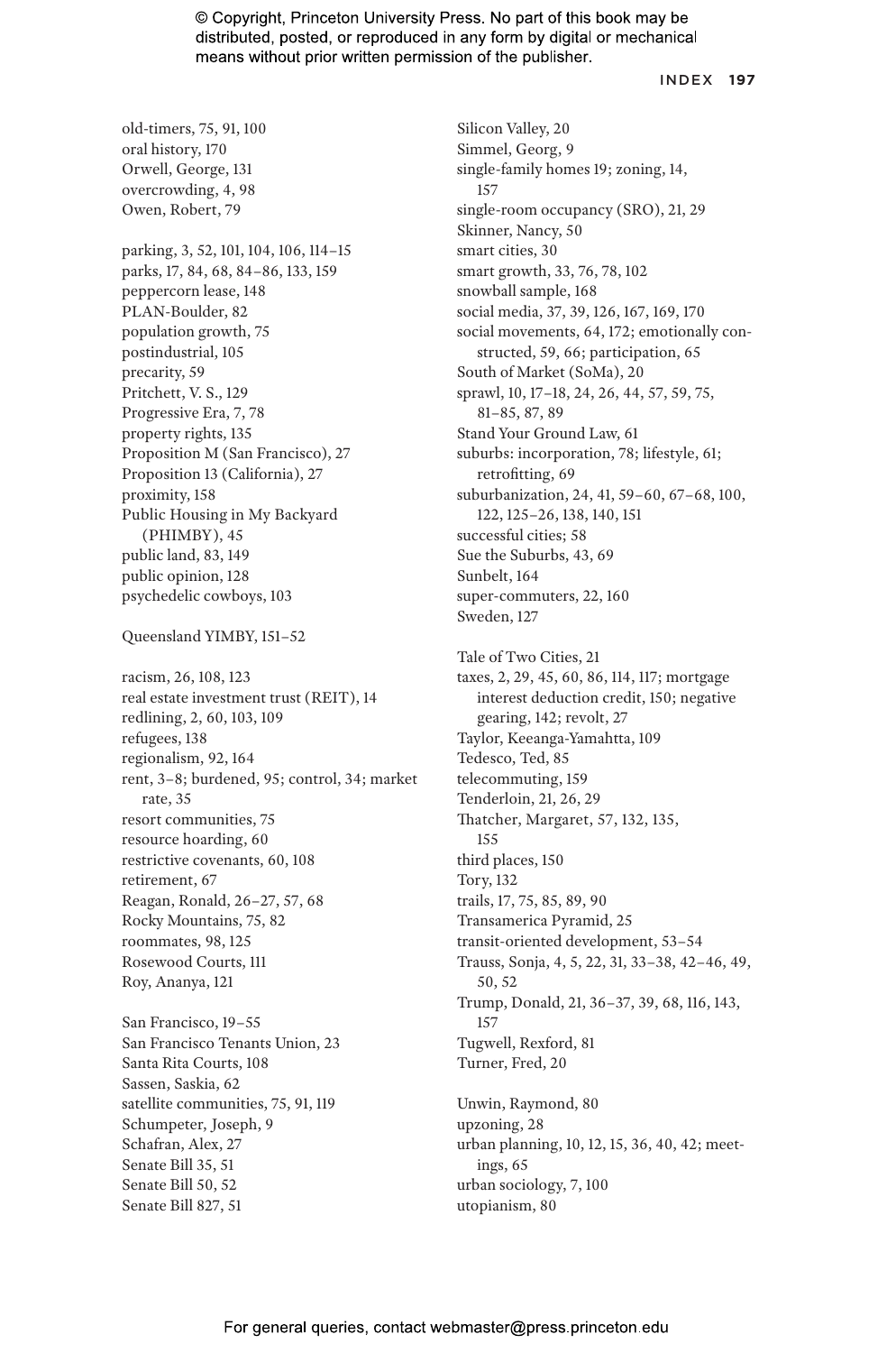old-timers, 75, 91, 100
oral history, 170
Orwell, George, 131
overcrowding, 4, 98
Owen, Robert, 79

parking, 3, 52, 101, 104, 106, 114–15
parks, 17, 84, 68, 84–86, 133, 159
peppercorn lease, 148
PLAN-Boulder, 82
population growth, 75
postindustrial, 105
precarity, 59
Pritchett, V. S., 129
Progressive Era, 7, 78
property rights, 135
Proposition M (San Francisco), 27
Proposition 13 (California), 27
proximity, 158
Public Housing in My Backyard (PHIMBY), 45
public land, 83, 149
public opinion, 128
psychedelic cowboys, 103

Queensland YIMBY, 151–52

racism, 26, 108, 123
real estate investment trust (REIT), 14
redlining, 2, 60, 103, 109
refugees, 138
regionalism, 92, 164
rent, 3–8; burdened, 95; control, 34; market rate, 35
resort communities, 75
resource hoarding, 60
restrictive covenants, 60, 108
retirement, 67
Reagan, Ronald, 26–27, 57, 68
Rocky Mountains, 75, 82
roommates, 98, 125
Rosewood Courts, 111
Roy, Ananya, 121

San Francisco, 19–55
San Francisco Tenants Union, 23
Santa Rita Courts, 108
Sassen, Saskia, 62
satellite communities, 75, 91, 119
Schumpeter, Joseph, 9
Schafran, Alex, 27
Senate Bill 35, 51
Senate Bill 50, 52
Senate Bill 827, 51
Silicon Valley, 20
Simmel, Georg, 9
single-family homes 19; zoning, 14, 157
single-room occupancy (SRO), 21, 29
Skinner, Nancy, 50
smart cities, 30
smart growth, 33, 76, 78, 102
snowball sample, 168
social media, 37, 39, 126, 167, 169, 170
social movements, 64, 172; emotionally constructed, 59, 66; participation, 65
South of Market (SoMa), 20
sprawl, 10, 17–18, 24, 26, 44, 57, 59, 75, 81–85, 87, 89
Stand Your Ground Law, 61
suburbs: incorporation, 78; lifestyle, 61; retrofitting, 69
suburbanization, 24, 41, 59–60, 67–68, 100, 122, 125–26, 138, 140, 151
successful cities; 58
Sue the Suburbs, 43, 69
Sunbelt, 164
super-commuters, 22, 160
Sweden, 127

Tale of Two Cities, 21
taxes, 2, 29, 45, 60, 86, 114, 117; mortgage interest deduction credit, 150; negative gearing, 142; revolt, 27
Taylor, Keeanga-Yamahtta, 109
Tedesco, Ted, 85
telecommuting, 159
Tenderloin, 21, 26, 29
Thatcher, Margaret, 57, 132, 135, 155
third places, 150
Tory, 132
trails, 17, 75, 85, 89, 90
Transamerica Pyramid, 25
transit-oriented development, 53–54
Trauss, Sonja, 4, 5, 22, 31, 33–38, 42–46, 49, 50, 52
Trump, Donald, 21, 36–37, 39, 68, 116, 143, 157
Tugwell, Rexford, 81
Turner, Fred, 20

Unwin, Raymond, 80
upzoning, 28
urban planning, 10, 12, 15, 36, 40, 42; meetings, 65
urban sociology, 7, 100
utopianism, 80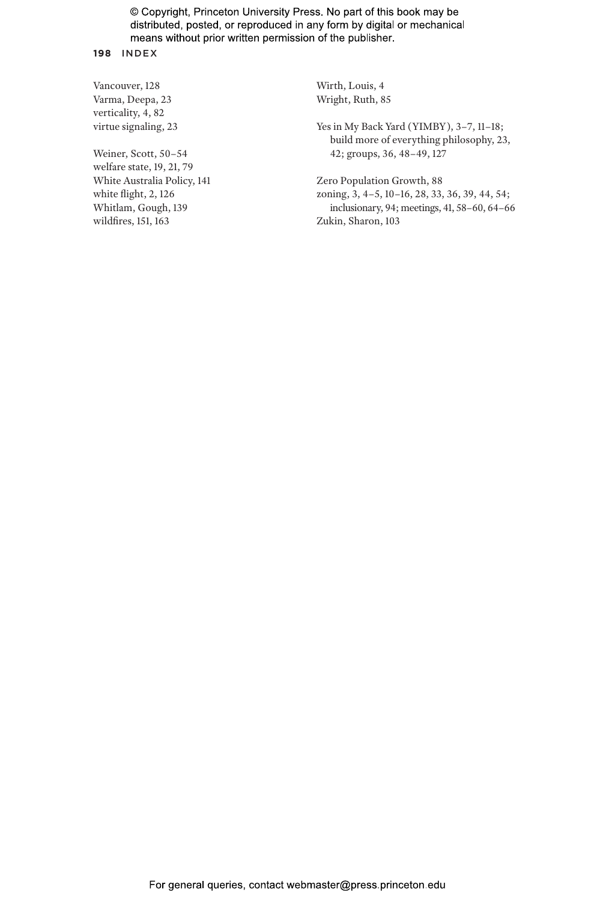Vancouver, 128
Varma, Deepa, 23
verticality, 4, 82
virtue signaling, 23

Weiner, Scott, 50–54
welfare state, 19, 21, 79
White Australia Policy, 141
white flight, 2, 126
Whitlam, Gough, 139
wildfires, 151, 163
Wirth, Louis, 4
Wright, Ruth, 85

Yes in My Back Yard (YIMBY), 3–7, 11–18; build more of everything philosophy, 23, 42; groups, 36, 48–49, 127

Zero Population Growth, 88
zoning, 3, 4–5, 10–16, 28, 33, 36, 39, 44, 54; inclusionary, 94; meetings, 41, 58–60, 64–66
Zukin, Sharon, 103